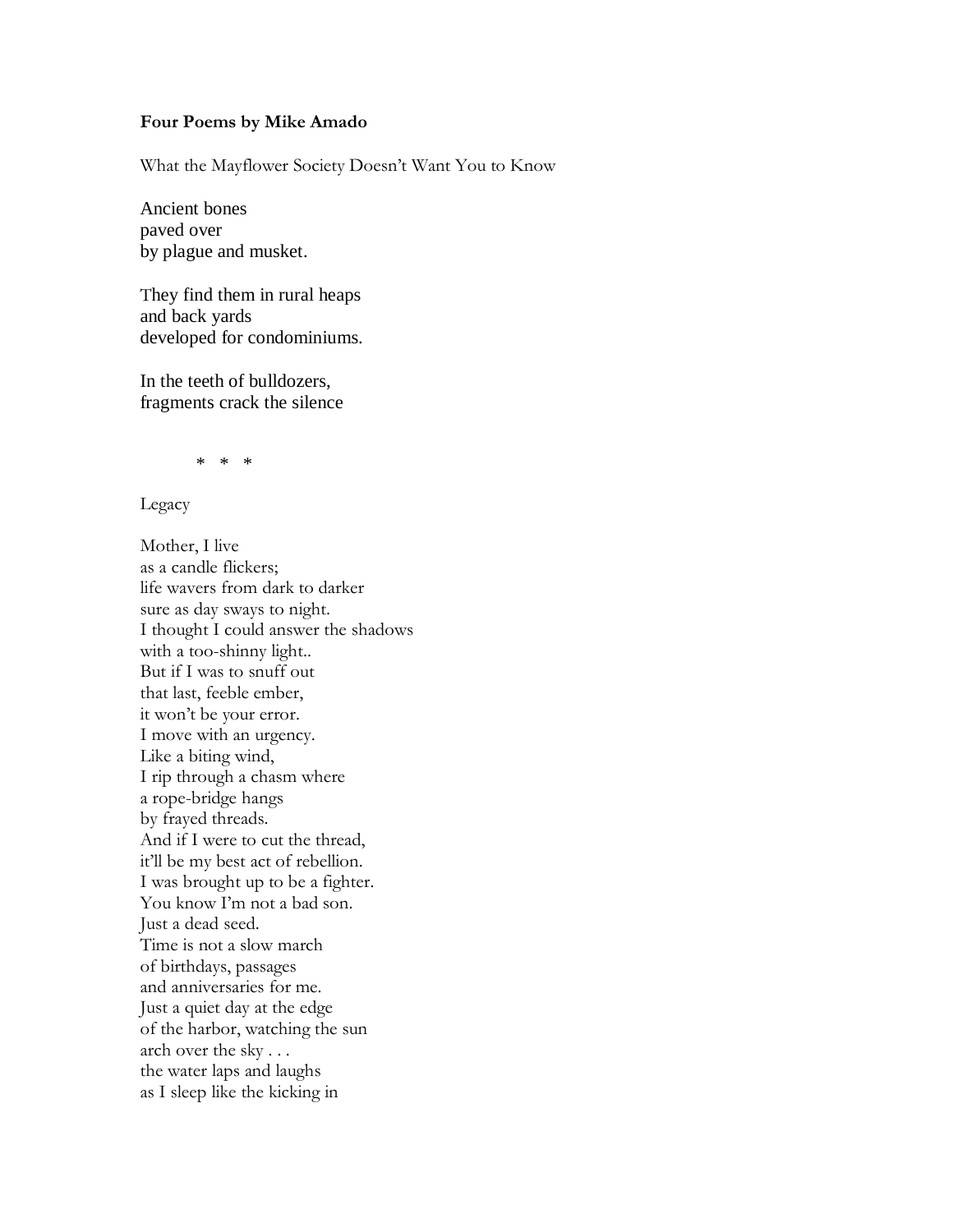**Four Poems by Mike Amado**

What the Mayflower Society Doesn't Want You to Know

Ancient bones  
paved over  
by plague and musket.

They find them in rural heaps  
and back yards  
developed for condominiums.

In the teeth of bulldozers,  
fragments crack the silence

\* \* \*

Legacy

Mother, I live  
as a candle flickers;  
life wavers from dark to darker  
sure as day sways to night.  
I thought I could answer the shadows  
with a too-shinny light..  
But if I was to snuff out  
that last, feeble ember,  
it won't be your error.  
I move with an urgency.  
Like a biting wind,  
I rip through a chasm where  
a rope-bridge hangs  
by frayed threads.  
And if I were to cut the thread,  
it'll be my best act of rebellion.  
I was brought up to be a fighter.  
You know I'm not a bad son.  
Just a dead seed.  
Time is not a slow march  
of birthdays, passages  
and anniversaries for me.  
Just a quiet day at the edge  
of the harbor, watching the sun  
arch over the sky . . .  
the water laps and laughs  
as I sleep like the kicking in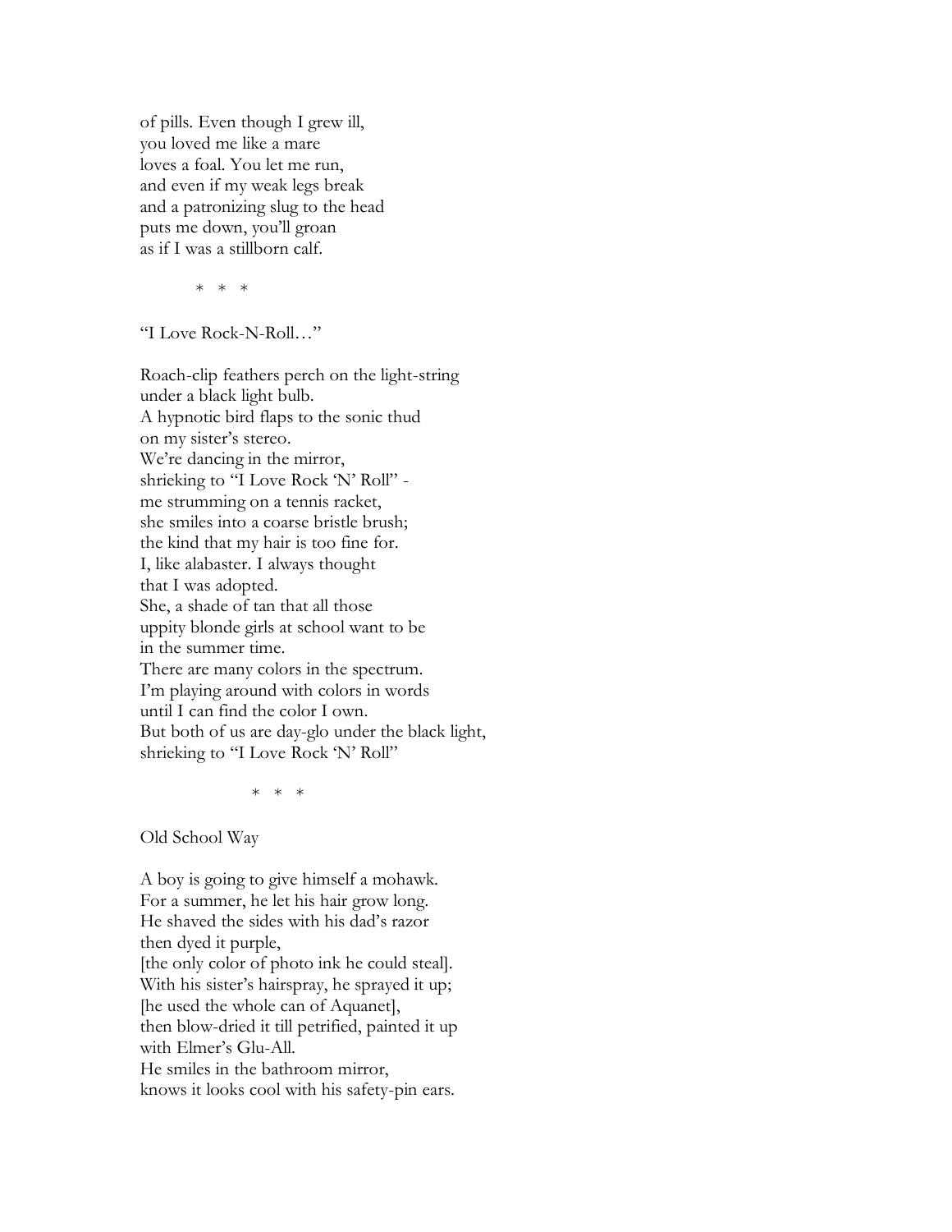of pills. Even though I grew ill,  
you loved me like a mare  
loves a foal. You let me run,  
and even if my weak legs break  
and a patronizing slug to the head  
puts me down, you'll groan  
as if I was a stillborn calf.

\* \* \*

"I Love Rock-N-Roll…"

Roach-clip feathers perch on the light-string  
under a black light bulb.  
A hypnotic bird flaps to the sonic thud  
on my sister's stereo.  
We're dancing in the mirror,  
shrieking to "I Love Rock 'N' Roll" -  
me strumming on a tennis racket,  
she smiles into a coarse bristle brush;  
the kind that my hair is too fine for.  
I, like alabaster. I always thought  
that I was adopted.  
She, a shade of tan that all those  
uppity blonde girls at school want to be  
in the summer time.  
There are many colors in the spectrum.  
I'm playing around with colors in words  
until I can find the color I own.  
But both of us are day-glo under the black light,  
shrieking to "I Love Rock 'N' Roll"

\* \* \*

Old School Way

A boy is going to give himself a mohawk.  
For a summer, he let his hair grow long.  
He shaved the sides with his dad's razor  
then dyed it purple,  
[the only color of photo ink he could steal].  
With his sister's hairspray, he sprayed it up;  
[he used the whole can of Aquanet],  
then blow-dried it till petrified, painted it up  
with Elmer's Glu-All.  
He smiles in the bathroom mirror,  
knows it looks cool with his safety-pin ears.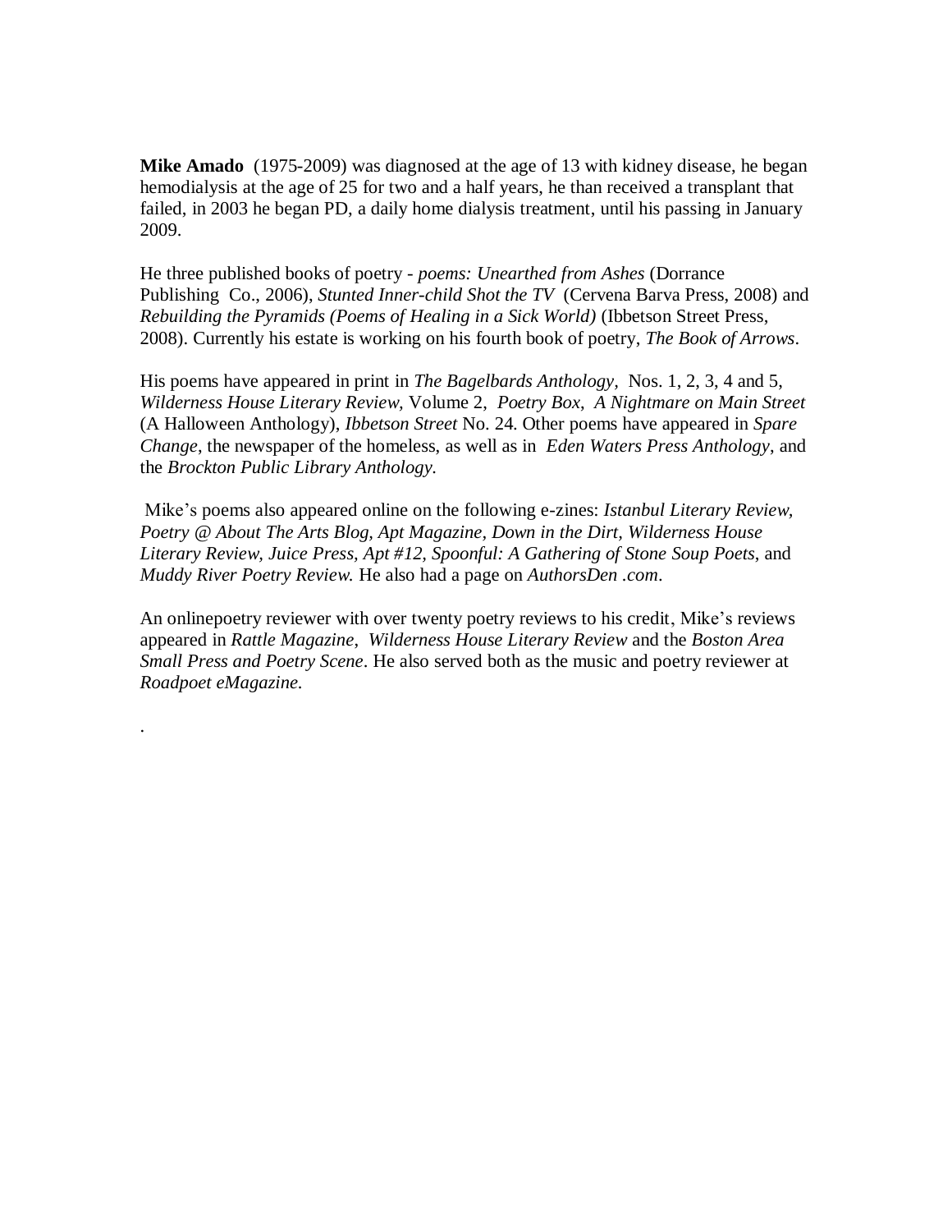**Mike Amado** (1975-2009) was diagnosed at the age of 13 with kidney disease, he began hemodialysis at the age of 25 for two and a half years, he than received a transplant that failed, in 2003 he began PD, a daily home dialysis treatment, until his passing in January 2009.

He three published books of poetry - *poems: Unearthed from Ashes* (Dorrance Publishing Co., 2006), *Stunted Inner-child Shot the TV* (Cervena Barva Press, 2008) and *Rebuilding the Pyramids (Poems of Healing in a Sick World)* (Ibbetson Street Press, 2008). Currently his estate is working on his fourth book of poetry, *The Book of Arrows*.

His poems have appeared in print in *The Bagelbards Anthology*, Nos. 1, 2, 3, 4 and 5, *Wilderness House Literary Review*, Volume 2, *Poetry Box*, *A Nightmare on Main Street* (A Halloween Anthology), *Ibbetson Street* No. 24. Other poems have appeared in *Spare Change*, the newspaper of the homeless, as well as in *Eden Waters Press Anthology*, and the *Brockton Public Library Anthology.*

Mike's poems also appeared online on the following e-zines: *Istanbul Literary Review, Poetry @ About The Arts Blog, Apt Magazine, Down in the Dirt, Wilderness House Literary Review, Juice Press, Apt #12, Spoonful: A Gathering of Stone Soup Poets*, and *Muddy River Poetry Review.* He also had a page on *AuthorsDen .com*.

An onlinepoetry reviewer with over twenty poetry reviews to his credit, Mike's reviews appeared in *Rattle Magazine*, *Wilderness House Literary Review* and the *Boston Area Small Press and Poetry Scene*. He also served both as the music and poetry reviewer at *Roadpoet eMagazine.*

.